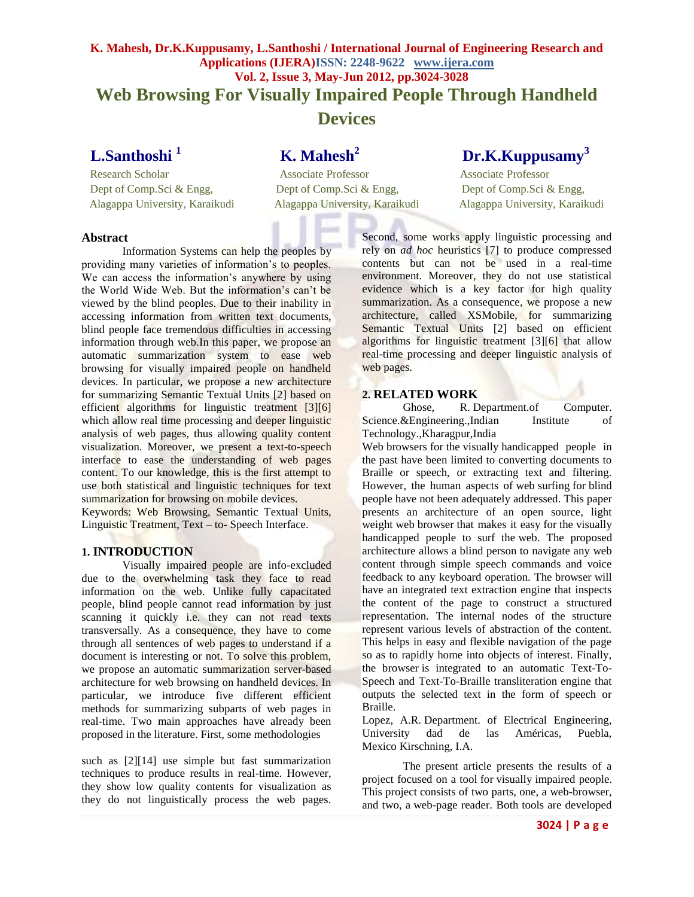# Web Browsing For Visually Impaired People Through Handheld Devices

**L.Santhoshi** [1]
Research Scholar
Dept of Comp.Sci & Engg,
Alagappa University, Karaikudi

**K. Mahesh** [2]
Associate Professor
Dept of Comp.Sci & Engg,
Alagappa University, Karaikudi

**Dr.K.Kuppusamy** [3]
Associate Professor
Dept of Comp.Sci & Engg,
Alagappa University, Karaikudi

### Abstract

Information Systems can help the peoples by providing many varieties of information's to peoples. We can access the information's anywhere by using the World Wide Web. But the information's can't be viewed by the blind peoples. Due to their inability in accessing information from written text documents, blind people face tremendous difficulties in accessing information through web.In this paper, we propose an automatic summarization system to ease web browsing for visually impaired people on handheld devices. In particular, we propose a new architecture for summarizing Semantic Textual Units [2] based on efficient algorithms for linguistic treatment [3][6] which allow real time processing and deeper linguistic analysis of web pages, thus allowing quality content visualization. Moreover, we present a text-to-speech interface to ease the understanding of web pages content. To our knowledge, this is the first attempt to use both statistical and linguistic techniques for text summarization for browsing on mobile devices.

Keywords: Web Browsing, Semantic Textual Units, Linguistic Treatment, Text – to- Speech Interface.

## 1. INTRODUCTION

Visually impaired people are info-excluded due to the overwhelming task they face to read information on the web. Unlike fully capacitated people, blind people cannot read information by just scanning it quickly i.e. they can not read texts transversally. As a consequence, they have to come through all sentences of web pages to understand if a document is interesting or not. To solve this problem, we propose an automatic summarization server-based architecture for web browsing on handheld devices. In particular, we introduce five different efficient methods for summarizing subparts of web pages in real-time. Two main approaches have already been proposed in the literature. First, some methodologies such as [2][14] use simple but fast summarization techniques to produce results in real-time. However, they show low quality contents for visualization as they do not linguistically process the web pages. Second, some works apply linguistic processing and rely on *ad hoc* heuristics [7] to produce compressed contents but can not be used in a real-time environment. Moreover, they do not use statistical evidence which is a key factor for high quality summarization. As a consequence, we propose a new architecture, called XSMobile, for summarizing Semantic Textual Units [2] based on efficient algorithms for linguistic treatment [3][6] that allow real-time processing and deeper linguistic analysis of web pages.

## 2. RELATED WORK

Ghose, R. Department.of Computer. Science.&Engineering.,Indian Institute of Technology.,Kharagpur,India

Web browsers for the visually handicapped people in the past have been limited to converting documents to Braille or speech, or extracting text and filtering. However, the human aspects of web surfing for blind people have not been adequately addressed. This paper presents an architecture of an open source, light weight web browser that makes it easy for the visually handicapped people to surf the web. The proposed architecture allows a blind person to navigate any web content through simple speech commands and voice feedback to any keyboard operation. The browser will have an integrated text extraction engine that inspects the content of the page to construct a structured representation. The internal nodes of the structure represent various levels of abstraction of the content. This helps in easy and flexible navigation of the page so as to rapidly home into objects of interest. Finally, the browser is integrated to an automatic Text-To-Speech and Text-To-Braille transliteration engine that outputs the selected text in the form of speech or Braille.

Lopez, A.R. Department. of Electrical Engineering, University dad de las Américas, Puebla, Mexico Kirschning, I.A.

The present article presents the results of a project focused on a tool for visually impaired people. This project consists of two parts, one, a web-browser, and two, a web-page reader. Both tools are developed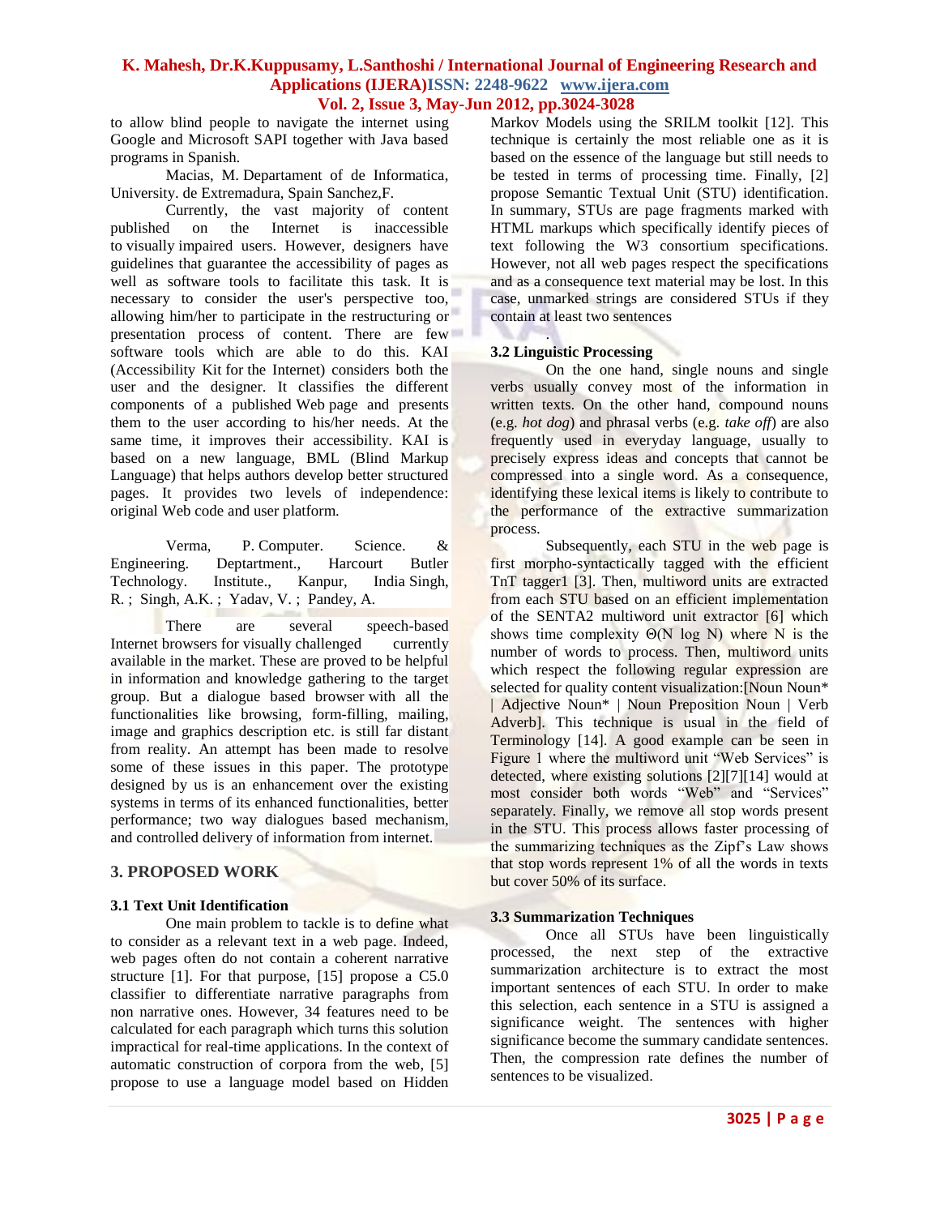to allow blind people to navigate the internet using Google and Microsoft SAPI together with Java based programs in Spanish.

Macias, M. Departament of de Informatica, University. de Extremadura, Spain Sanchez,F.

Currently, the vast majority of content published on the Internet is inaccessible to visually impaired users. However, designers have guidelines that guarantee the accessibility of pages as well as software tools to facilitate this task. It is necessary to consider the user's perspective too, allowing him/her to participate in the restructuring or presentation process of content. There are few software tools which are able to do this. KAI (Accessibility Kit for the Internet) considers both the user and the designer. It classifies the different components of a published Web page and presents them to the user according to his/her needs. At the same time, it improves their accessibility. KAI is based on a new language, BML (Blind Markup Language) that helps authors develop better structured pages. It provides two levels of independence: original Web code and user platform.

Verma, P. Computer. Science. & Engineering. Deptartment., Harcourt Butler Technology. Institute., Kanpur, India Singh, R. ; Singh, A.K. ; Yadav, V. ; Pandey, A.

There are several speech-based Internet browsers for visually challenged currently available in the market. These are proved to be helpful in information and knowledge gathering to the target group. But a dialogue based browser with all the functionalities like browsing, form-filling, mailing, image and graphics description etc. is still far distant from reality. An attempt has been made to resolve some of these issues in this paper. The prototype designed by us is an enhancement over the existing systems in terms of its enhanced functionalities, better performance; two way dialogues based mechanism, and controlled delivery of information from internet.

## 3. PROPOSED WORK

### 3.1 Text Unit Identification

One main problem to tackle is to define what to consider as a relevant text in a web page. Indeed, web pages often do not contain a coherent narrative structure [1]. For that purpose, [15] propose a C5.0 classifier to differentiate narrative paragraphs from non narrative ones. However, 34 features need to be calculated for each paragraph which turns this solution impractical for real-time applications. In the context of automatic construction of corpora from the web, [5] propose to use a language model based on Hidden Markov Models using the SRILM toolkit [12]. This technique is certainly the most reliable one as it is based on the essence of the language but still needs to be tested in terms of processing time. Finally, [2] propose Semantic Textual Unit (STU) identification. In summary, STUs are page fragments marked with HTML markups which specifically identify pieces of text following the W3 consortium specifications. However, not all web pages respect the specifications and as a consequence text material may be lost. In this case, unmarked strings are considered STUs if they contain at least two sentences

.

### 3.2 Linguistic Processing

On the one hand, single nouns and single verbs usually convey most of the information in written texts. On the other hand, compound nouns (e.g. *hot dog*) and phrasal verbs (e.g. *take off*) are also frequently used in everyday language, usually to precisely express ideas and concepts that cannot be compressed into a single word. As a consequence, identifying these lexical items is likely to contribute to the performance of the extractive summarization process.

Subsequently, each STU in the web page is first morpho-syntactically tagged with the efficient TnT tagger1 [3]. Then, multiword units are extracted from each STU based on an efficient implementation of the SENTA2 multiword unit extractor [6] which shows time complexity $\Theta(N \log N)$ where N is the number of words to process. Then, multiword units which respect the following regular expression are selected for quality content visualization:[Noun Noun* | Adjective Noun* | Noun Preposition Noun | Verb Adverb]. This technique is usual in the field of Terminology [14]. A good example can be seen in Figure 1 where the multiword unit "Web Services" is detected, where existing solutions [2][7][14] would at most consider both words "Web" and "Services" separately. Finally, we remove all stop words present in the STU. This process allows faster processing of the summarizing techniques as the Zipf's Law shows that stop words represent 1% of all the words in texts but cover 50% of its surface.

### 3.3 Summarization Techniques

Once all STUs have been linguistically processed, the next step of the extractive summarization architecture is to extract the most important sentences of each STU. In order to make this selection, each sentence in a STU is assigned a significance weight. The sentences with higher significance become the summary candidate sentences. Then, the compression rate defines the number of sentences to be visualized.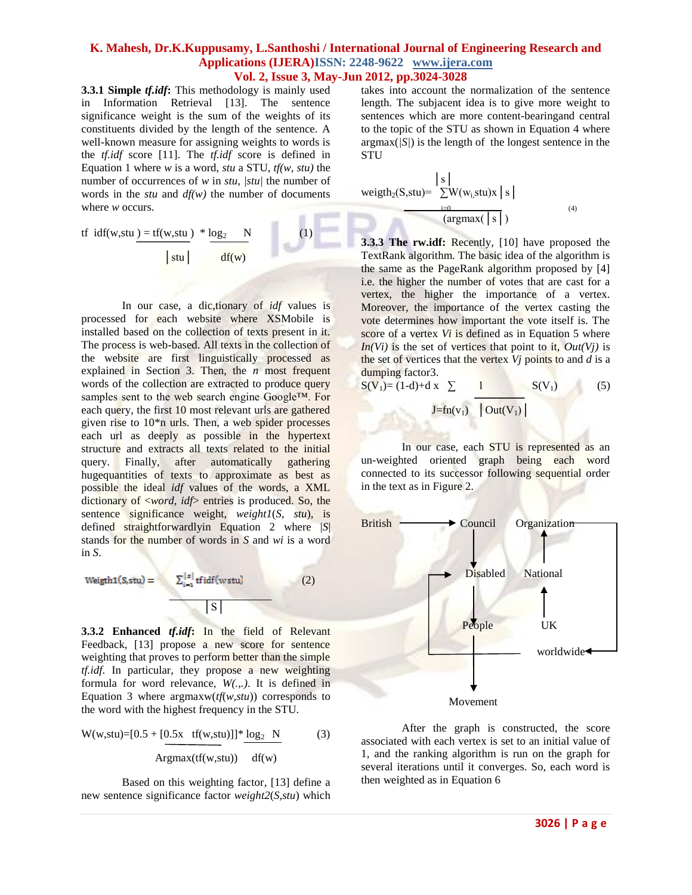**3.3.1 Simple *tf.idf*:** This methodology is mainly used in Information Retrieval [13]. The sentence significance weight is the sum of the weights of its constituents divided by the length of the sentence. A well-known measure for assigning weights to words is the *tf.idf* score [11]. The *tf.idf* score is defined in Equation 1 where *w* is a word, *stu* a STU, *tf(w, stu)* the number of occurrences of *w* in *stu*, *|stu|* the number of words in the *stu* and *df(w)* the number of documents where *w* occurs.

$$tf\ idf(w,stu) = \frac{tf(w,stu)}{|stu|} * \log_2 \frac{N}{df(w)} \quad (1)$$

In our case, a dic,tionary of *idf* values is processed for each website where XSMobile is installed based on the collection of texts present in it. The process is web-based. All texts in the collection of the website are first linguistically processed as explained in Section 3. Then, the *n* most frequent words of the collection are extracted to produce query samples sent to the web search engine Google™. For each query, the first 10 most relevant urls are gathered given rise to 10*n urls. Then, a web spider processes each url as deeply as possible in the hypertext structure and extracts all texts related to the initial query. Finally, after automatically gathering hugequantities of texts to approximate as best as possible the ideal *idf* values of the words, a XML dictionary of <*word, idf*> entries is produced. So, the sentence significance weight, *weight1*(*S, stu*), is defined straightforwardlyin Equation 2 where *|S|* stands for the number of words in *S* and *wi* is a word in *S*.

$$Weigth1(S,stu) = \frac{\sum_{i=1}^{|s|} tfidf(w_i,stu)}{|S|} \quad (2)$$

**3.3.2 Enhanced *tf.idf*:** In the field of Relevant Feedback, [13] propose a new score for sentence weighting that proves to perform better than the simple *tf.idf*. In particular, they propose a new weighting formula for word relevance, *W(.,.)*. It is defined in Equation 3 where argmaxw(*tf*(*w,stu*)) corresponds to the word with the highest frequency in the STU.

$$W(w,stu)=[0.5 + [0.5x \frac{tf(w,stu)}{Argmax(tf(w,stu))}]]* \log_2 \frac{N}{df(w)} \quad (3)$$

Based on this weighting factor, [13] define a new sentence significance factor *weight2*(*S,stu*) which takes into account the normalization of the sentence length. The subjacent idea is to give more weight to sentences which are more content-bearingand central to the topic of the STU as shown in Equation 4 where argmax(|*S*|) is the length of the longest sentence in the STU

$$weigth_2(S,stu)= \frac{\sum_{i=0}^{|s|} W(w_i,stu) x |s|}{(argmax(|s|)} \quad (4)$$

**3.3.3 The rw.idf:** Recently, [10] have proposed the TextRank algorithm. The basic idea of the algorithm is the same as the PageRank algorithm proposed by [4] i.e. the higher the number of votes that are cast for a vertex, the higher the importance of a vertex. Moreover, the importance of the vertex casting the vote determines how important the vote itself is. The score of a vertex *Vi* is defined as in Equation 5 where *In(Vi)* is the set of vertices that point to it, *Out(Vj)* is the set of vertices that the vertex *Vj* points to and *d* is a dumping factor3.

$$S(V_1)= (1-d)+d \times \sum_{J=fn(v_1)} \frac{1}{|Out(V_1)|} S(V_1) \quad (5)$$

In our case, each STU is represented as an un-weighted oriented graph being each word connected to its successor following sequential order in the text as in Figure 2.

After the graph is constructed, the score associated with each vertex is set to an initial value of 1, and the ranking algorithm is run on the graph for several iterations until it converges. So, each word is then weighted as in Equation 6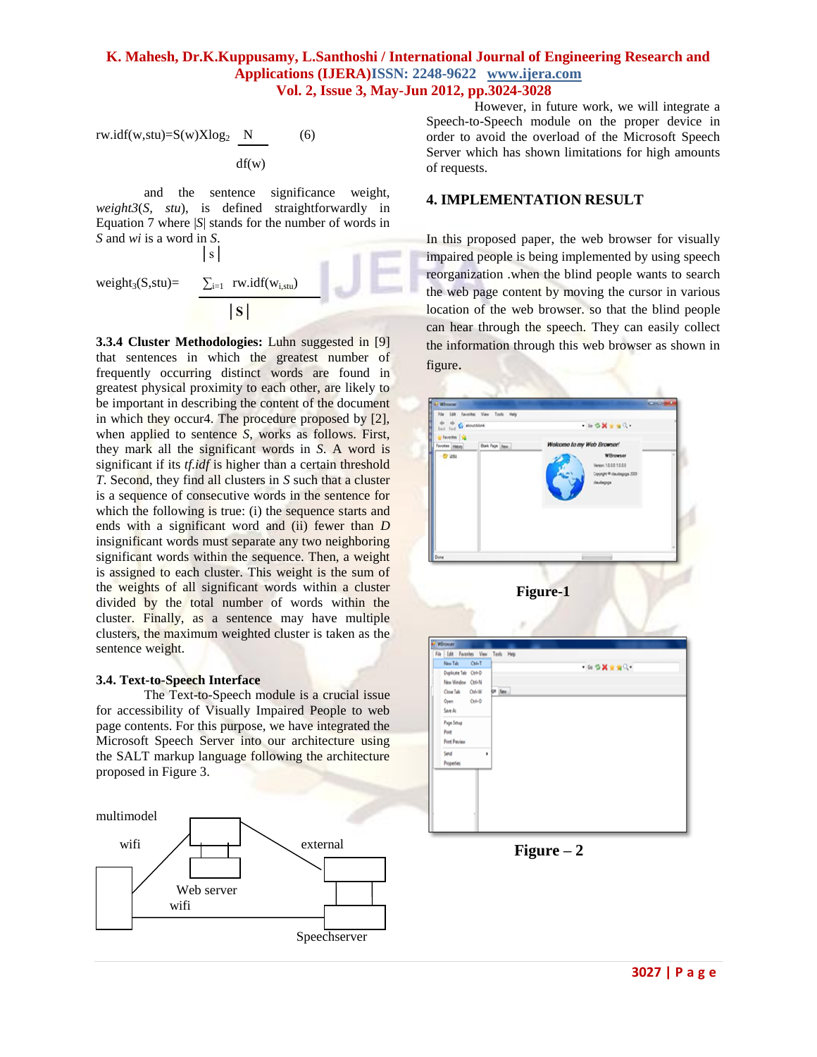$$rw.idf(w,stu)=S(w) X \log_2 \frac{N}{df(w)} \quad (6)$$

and the sentence significance weight, *weight3*(*S*, *stu*), is defined straightforwardly in Equation 7 where |*S*| stands for the number of words in *S* and *wi* is a word in *S*.

$$weight_3(S,stu)= \frac{\sum_{i=1}^{|s|} rw.idf(w_{i,stu})}{|S|}$$

**3.3.4 Cluster Methodologies:** Luhn suggested in [9] that sentences in which the greatest number of frequently occurring distinct words are found in greatest physical proximity to each other, are likely to be important in describing the content of the document in which they occur4. The procedure proposed by [2], when applied to sentence *S*, works as follows. First, they mark all the significant words in *S*. A word is significant if its *tf.idf* is higher than a certain threshold *T*. Second, they find all clusters in *S* such that a cluster is a sequence of consecutive words in the sentence for which the following is true: (i) the sequence starts and ends with a significant word and (ii) fewer than *D* insignificant words must separate any two neighboring significant words within the sequence. Then, a weight is assigned to each cluster. This weight is the sum of the weights of all significant words within a cluster divided by the total number of words within the cluster. Finally, as a sentence may have multiple clusters, the maximum weighted cluster is taken as the sentence weight.

### 3.4. Text-to-Speech Interface

The Text-to-Speech module is a crucial issue for accessibility of Visually Impaired People to web page contents. For this purpose, we have integrated the Microsoft Speech Server into our architecture using the SALT markup language following the architecture proposed in Figure 3.

multimodel

wifi

external

Web server

wifi

Speechserver

However, in future work, we will integrate a Speech-to-Speech module on the proper device in order to avoid the overload of the Microsoft Speech Server which has shown limitations for high amounts of requests.

## 4. IMPLEMENTATION RESULT

In this proposed paper, the web browser for visually impaired people is being implemented by using speech reorganization .when the blind people wants to search the web page content by moving the cursor in various location of the web browser. so that the blind people can hear through the speech. They can easily collect the information through this web browser as shown in figure.

**Figure-1**

**Figure – 2**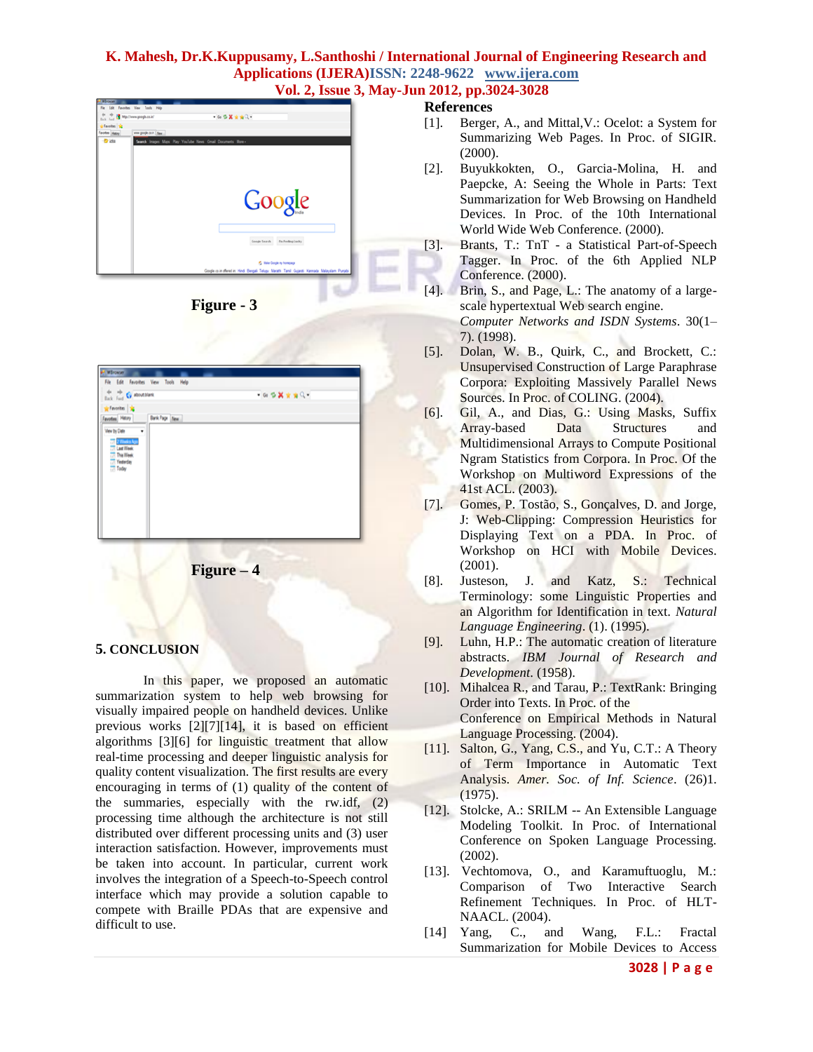Figure - 3

Figure – 4

## 5. CONCLUSION

In this paper, we proposed an automatic summarization system to help web browsing for visually impaired people on handheld devices. Unlike previous works [2][7][14], it is based on efficient algorithms [3][6] for linguistic treatment that allow real-time processing and deeper linguistic analysis for quality content visualization. The first results are every encouraging in terms of (1) quality of the content of the summaries, especially with the rw.idf, (2) processing time although the architecture is not still distributed over different processing units and (3) user interaction satisfaction. However, improvements must be taken into account. In particular, current work involves the integration of a Speech-to-Speech control interface which may provide a solution capable to compete with Braille PDAs that are expensive and difficult to use.

## References

[1]. Berger, A., and Mittal,V.: Ocelot: a System for Summarizing Web Pages. In Proc. of SIGIR. (2000).

[2]. Buyukkokten, O., Garcia-Molina, H. and Paepcke, A: Seeing the Whole in Parts: Text Summarization for Web Browsing on Handheld Devices. In Proc. of the 10th International World Wide Web Conference. (2000).

[3]. Brants, T.: TnT - a Statistical Part-of-Speech Tagger. In Proc. of the 6th Applied NLP Conference. (2000).

[4]. Brin, S., and Page, L.: The anatomy of a large-scale hypertextual Web search engine. *Computer Networks and ISDN Systems*. 30(1–7). (1998).

[5]. Dolan, W. B., Quirk, C., and Brockett, C.: Unsupervised Construction of Large Paraphrase Corpora: Exploiting Massively Parallel News Sources. In Proc. of COLING. (2004).

[6]. Gil, A., and Dias, G.: Using Masks, Suffix Array-based Data Structures and Multidimensional Arrays to Compute Positional Ngram Statistics from Corpora. In Proc. Of the Workshop on Multiword Expressions of the 41st ACL. (2003).

[7]. Gomes, P. Tostão, S., Gonçalves, D. and Jorge, J: Web-Clipping: Compression Heuristics for Displaying Text on a PDA. In Proc. of Workshop on HCI with Mobile Devices. (2001).

[8]. Justeson, J. and Katz, S.: Technical Terminology: some Linguistic Properties and an Algorithm for Identification in text. *Natural Language Engineering*. (1). (1995).

[9]. Luhn, H.P.: The automatic creation of literature abstracts. *IBM Journal of Research and Development*. (1958).

[10]. Mihalcea R., and Tarau, P.: TextRank: Bringing Order into Texts. In Proc. of the Conference on Empirical Methods in Natural Language Processing. (2004).

[11]. Salton, G., Yang, C.S., and Yu, C.T.: A Theory of Term Importance in Automatic Text Analysis. *Amer. Soc. of Inf. Science*. (26)1. (1975).

[12]. Stolcke, A.: SRILM -- An Extensible Language Modeling Toolkit. In Proc. of International Conference on Spoken Language Processing. (2002).

[13]. Vechtomova, O., and Karamuftuoglu, M.: Comparison of Two Interactive Search Refinement Techniques. In Proc. of HLT-NAACL. (2004).

[14] Yang, C., and Wang, F.L.: Fractal Summarization for Mobile Devices to Access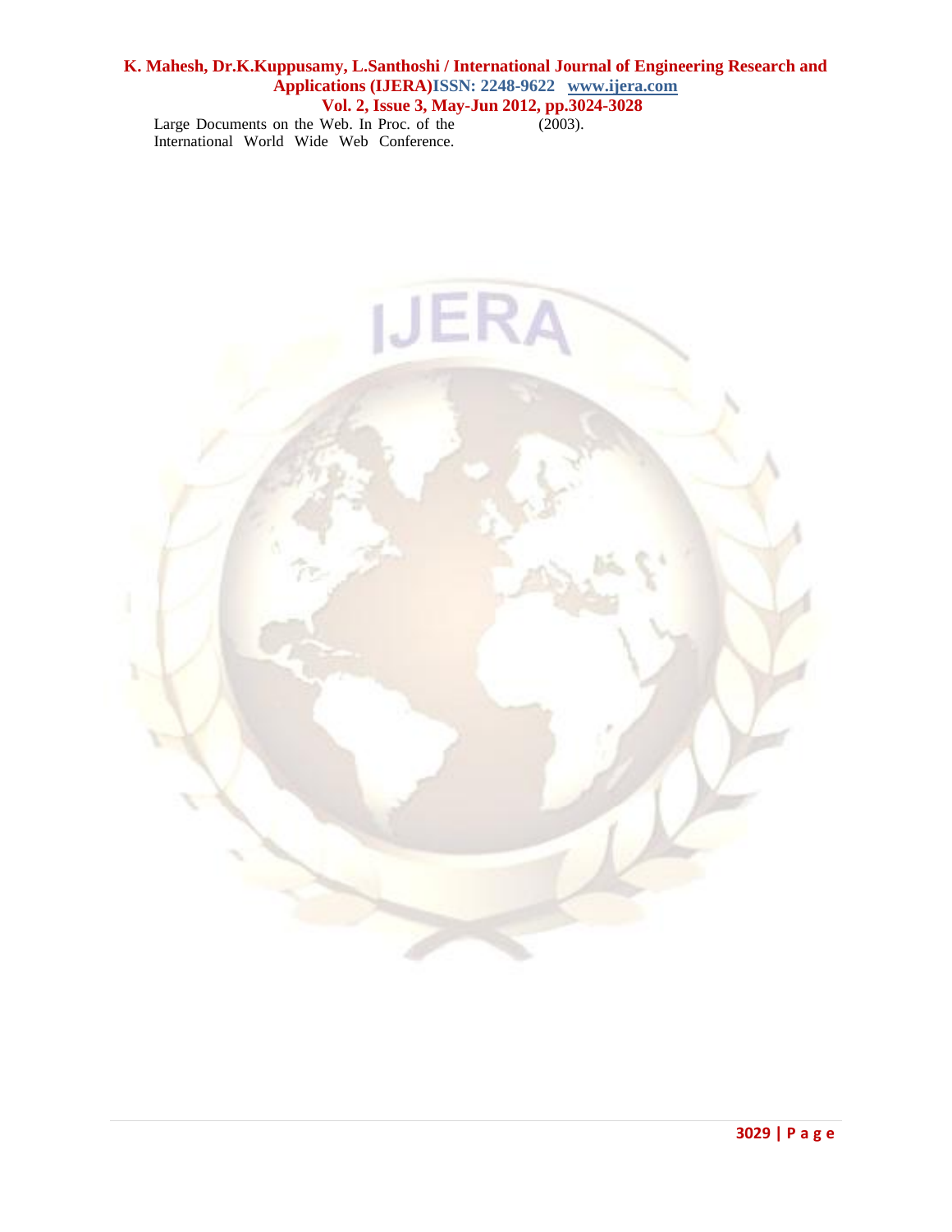Large Documents on the Web. In Proc. of the International World Wide Web Conference. (2003).